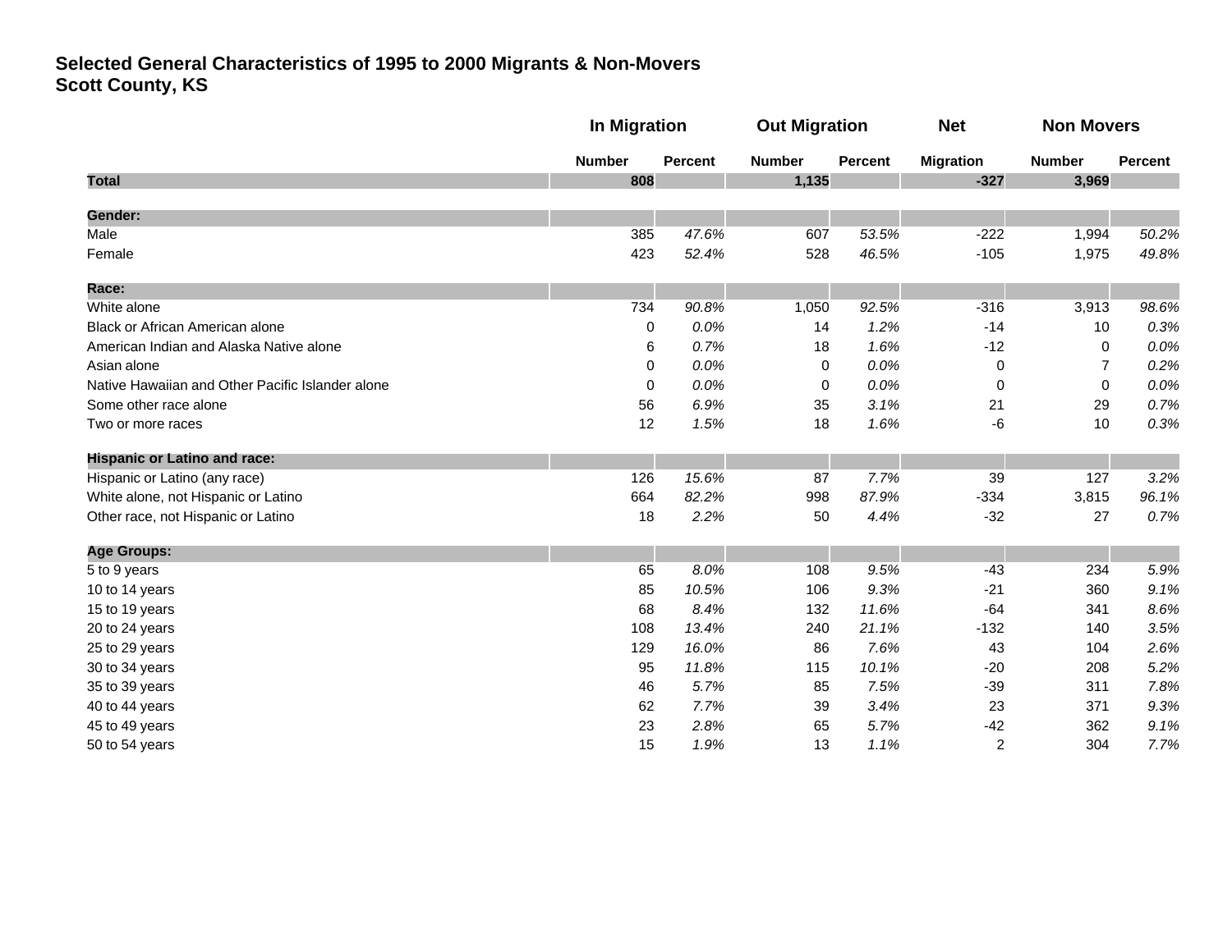# Selected General Characteristics of 1995 to 2000 Migrants & Non-Movers
## Scott County, KS

| | In Migration | | Out Migration | | Net | Non Movers | |
|---|---|---|---|---|---|---|---|
| | Number | Percent | Number | Percent | Migration | Number | Percent |
| **Total** | **808** | | **1,135** | | **-327** | **3,969** | |
| **Gender:** | | | | | | | |
| Male | 385 | *47.6%* | 607 | *53.5%* | -222 | 1,994 | *50.2%* |
| Female | 423 | *52.4%* | 528 | *46.5%* | -105 | 1,975 | *49.8%* |
| **Race:** | | | | | | | |
| White alone | 734 | *90.8%* | 1,050 | *92.5%* | -316 | 3,913 | *98.6%* |
| Black or African American alone | 0 | *0.0%* | 14 | *1.2%* | -14 | 10 | *0.3%* |
| American Indian and Alaska Native alone | 6 | *0.7%* | 18 | *1.6%* | -12 | 0 | *0.0%* |
| Asian alone | 0 | *0.0%* | 0 | *0.0%* | 0 | 7 | *0.2%* |
| Native Hawaiian and Other Pacific Islander alone | 0 | *0.0%* | 0 | *0.0%* | 0 | 0 | *0.0%* |
| Some other race alone | 56 | *6.9%* | 35 | *3.1%* | 21 | 29 | *0.7%* |
| Two or more races | 12 | *1.5%* | 18 | *1.6%* | -6 | 10 | *0.3%* |
| **Hispanic or Latino and race:** | | | | | | | |
| Hispanic or Latino (any race) | 126 | *15.6%* | 87 | *7.7%* | 39 | 127 | *3.2%* |
| White alone, not Hispanic or Latino | 664 | *82.2%* | 998 | *87.9%* | -334 | 3,815 | *96.1%* |
| Other race, not Hispanic or Latino | 18 | *2.2%* | 50 | *4.4%* | -32 | 27 | *0.7%* |
| **Age Groups:** | | | | | | | |
| 5 to 9 years | 65 | *8.0%* | 108 | *9.5%* | -43 | 234 | *5.9%* |
| 10 to 14 years | 85 | *10.5%* | 106 | *9.3%* | -21 | 360 | *9.1%* |
| 15 to 19 years | 68 | *8.4%* | 132 | *11.6%* | -64 | 341 | *8.6%* |
| 20 to 24 years | 108 | *13.4%* | 240 | *21.1%* | -132 | 140 | *3.5%* |
| 25 to 29 years | 129 | *16.0%* | 86 | *7.6%* | 43 | 104 | *2.6%* |
| 30 to 34 years | 95 | *11.8%* | 115 | *10.1%* | -20 | 208 | *5.2%* |
| 35 to 39 years | 46 | *5.7%* | 85 | *7.5%* | -39 | 311 | *7.8%* |
| 40 to 44 years | 62 | *7.7%* | 39 | *3.4%* | 23 | 371 | *9.3%* |
| 45 to 49 years | 23 | *2.8%* | 65 | *5.7%* | -42 | 362 | *9.1%* |
| 50 to 54 years | 15 | *1.9%* | 13 | *1.1%* | 2 | 304 | *7.7%* |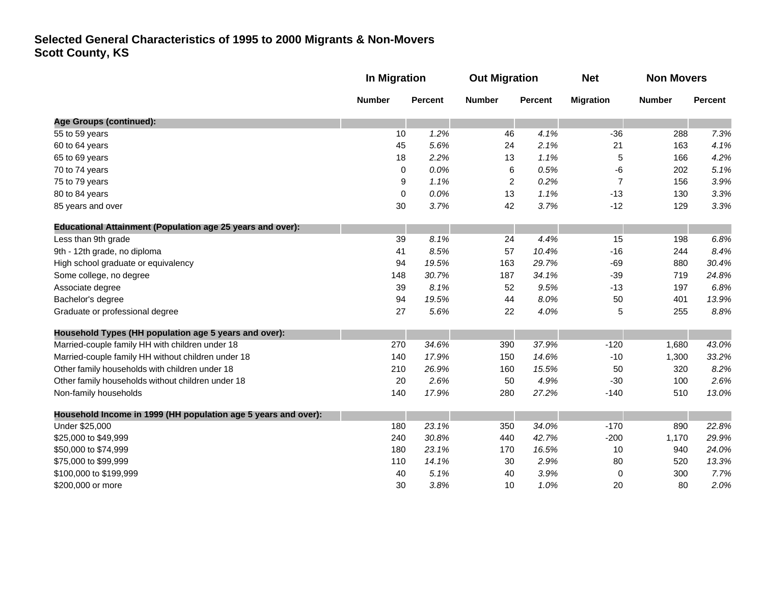## Selected General Characteristics of 1995 to 2000 Migrants & Non-Movers
## Scott County, KS

| | In Migration | | Out Migration | | Net | Non Movers | |
|---|---|---|---|---|---|---|---|
| | Number | Percent | Number | Percent | Migration | Number | Percent |
| **Age Groups (continued):** | | | | | | | |
| 55 to 59 years | 10 | *1.2%* | 46 | *4.1%* | -36 | 288 | *7.3%* |
| 60 to 64 years | 45 | *5.6%* | 24 | *2.1%* | 21 | 163 | *4.1%* |
| 65 to 69 years | 18 | *2.2%* | 13 | *1.1%* | 5 | 166 | *4.2%* |
| 70 to 74 years | 0 | *0.0%* | 6 | *0.5%* | -6 | 202 | *5.1%* |
| 75 to 79 years | 9 | *1.1%* | 2 | *0.2%* | 7 | 156 | *3.9%* |
| 80 to 84 years | 0 | *0.0%* | 13 | *1.1%* | -13 | 130 | *3.3%* |
| 85 years and over | 30 | *3.7%* | 42 | *3.7%* | -12 | 129 | *3.3%* |
| **Educational Attainment (Population age 25 years and over):** | | | | | | | |
| Less than 9th grade | 39 | *8.1%* | 24 | *4.4%* | 15 | 198 | *6.8%* |
| 9th - 12th grade, no diploma | 41 | *8.5%* | 57 | *10.4%* | -16 | 244 | *8.4%* |
| High school graduate or equivalency | 94 | *19.5%* | 163 | *29.7%* | -69 | 880 | *30.4%* |
| Some college, no degree | 148 | *30.7%* | 187 | *34.1%* | -39 | 719 | *24.8%* |
| Associate degree | 39 | *8.1%* | 52 | *9.5%* | -13 | 197 | *6.8%* |
| Bachelor's degree | 94 | *19.5%* | 44 | *8.0%* | 50 | 401 | *13.9%* |
| Graduate or professional degree | 27 | *5.6%* | 22 | *4.0%* | 5 | 255 | *8.8%* |
| **Household Types (HH population age 5 years and over):** | | | | | | | |
| Married-couple family HH with children under 18 | 270 | *34.6%* | 390 | *37.9%* | -120 | 1,680 | *43.0%* |
| Married-couple family HH without children under 18 | 140 | *17.9%* | 150 | *14.6%* | -10 | 1,300 | *33.2%* |
| Other family households with children under 18 | 210 | *26.9%* | 160 | *15.5%* | 50 | 320 | *8.2%* |
| Other family households without children under 18 | 20 | *2.6%* | 50 | *4.9%* | -30 | 100 | *2.6%* |
| Non-family households | 140 | *17.9%* | 280 | *27.2%* | -140 | 510 | *13.0%* |
| **Household Income in 1999 (HH population age 5 years and over):** | | | | | | | |
| Under $25,000 | 180 | *23.1%* | 350 | *34.0%* | -170 | 890 | *22.8%* |
| $25,000 to $49,999 | 240 | *30.8%* | 440 | *42.7%* | -200 | 1,170 | *29.9%* |
| $50,000 to $74,999 | 180 | *23.1%* | 170 | *16.5%* | 10 | 940 | *24.0%* |
| $75,000 to $99,999 | 110 | *14.1%* | 30 | *2.9%* | 80 | 520 | *13.3%* |
| $100,000 to $199,999 | 40 | *5.1%* | 40 | *3.9%* | 0 | 300 | *7.7%* |
| $200,000 or more | 30 | *3.8%* | 10 | *1.0%* | 20 | 80 | *2.0%* |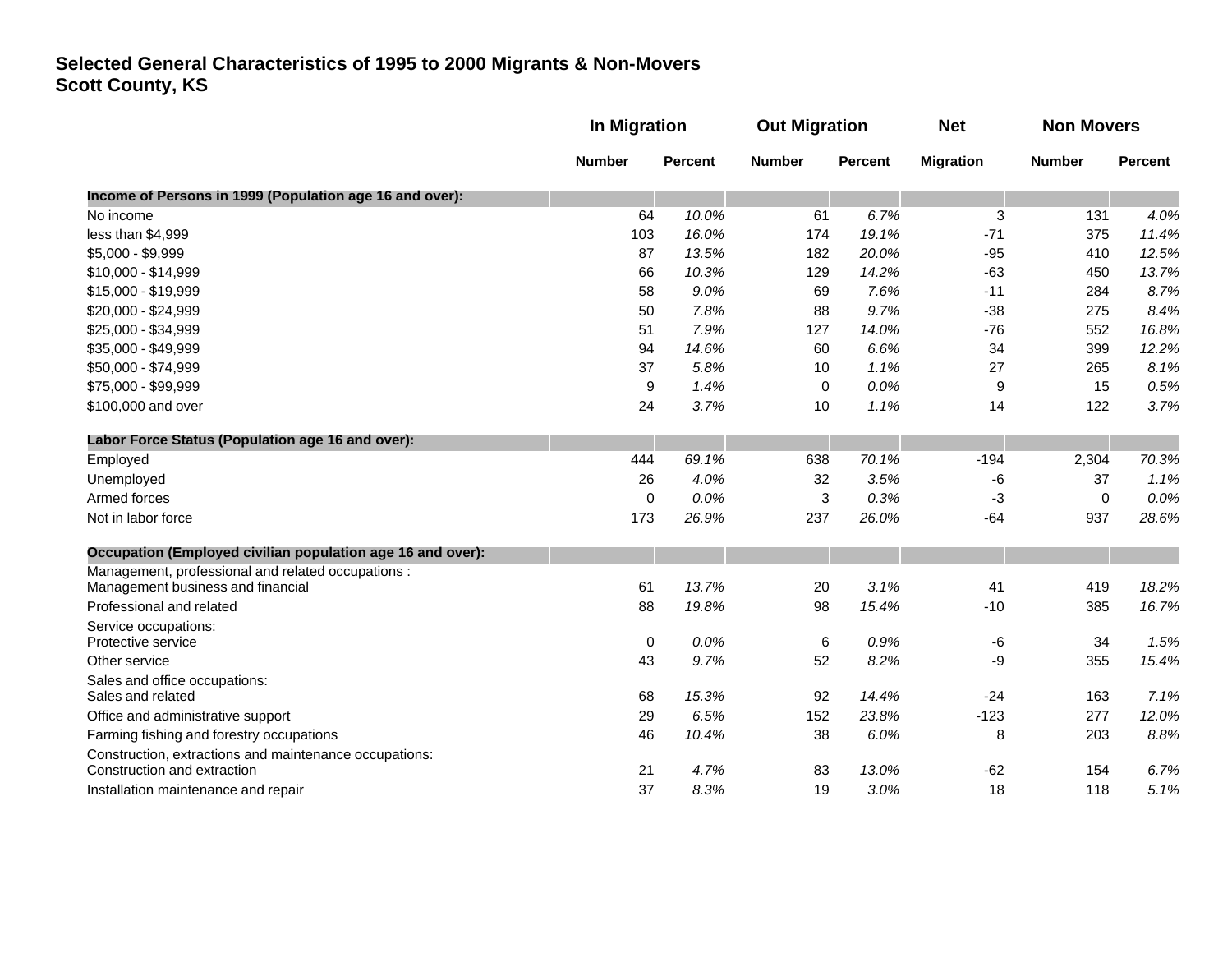**Selected General Characteristics of 1995 to 2000 Migrants & Non-Movers**
**Scott County, KS**

| | In Migration | | Out Migration | | Net | Non Movers | |
|---|---|---|---|---|---|---|---|
| | Number | Percent | Number | Percent | Migration | Number | Percent |
| **Income of Persons in 1999 (Population age 16 and over):** | | | | | | | |
| No income | 64 | *10.0%* | 61 | *6.7%* | 3 | 131 | *4.0%* |
| less than $4,999 | 103 | *16.0%* | 174 | *19.1%* | -71 | 375 | *11.4%* |
| $5,000 - $9,999 | 87 | *13.5%* | 182 | *20.0%* | -95 | 410 | *12.5%* |
| $10,000 - $14,999 | 66 | *10.3%* | 129 | *14.2%* | -63 | 450 | *13.7%* |
| $15,000 - $19,999 | 58 | *9.0%* | 69 | *7.6%* | -11 | 284 | *8.7%* |
| $20,000 - $24,999 | 50 | *7.8%* | 88 | *9.7%* | -38 | 275 | *8.4%* |
| $25,000 - $34,999 | 51 | *7.9%* | 127 | *14.0%* | -76 | 552 | *16.8%* |
| $35,000 - $49,999 | 94 | *14.6%* | 60 | *6.6%* | 34 | 399 | *12.2%* |
| $50,000 - $74,999 | 37 | *5.8%* | 10 | *1.1%* | 27 | 265 | *8.1%* |
| $75,000 - $99,999 | 9 | *1.4%* | 0 | *0.0%* | 9 | 15 | *0.5%* |
| $100,000 and over | 24 | *3.7%* | 10 | *1.1%* | 14 | 122 | *3.7%* |
| **Labor Force Status (Population age 16 and over):** | | | | | | | |
| Employed | 444 | *69.1%* | 638 | *70.1%* | -194 | 2,304 | *70.3%* |
| Unemployed | 26 | *4.0%* | 32 | *3.5%* | -6 | 37 | *1.1%* |
| Armed forces | 0 | *0.0%* | 3 | *0.3%* | -3 | 0 | *0.0%* |
| Not in labor force | 173 | *26.9%* | 237 | *26.0%* | -64 | 937 | *28.6%* |
| **Occupation (Employed civilian population age 16 and over):** | | | | | | | |
| Management, professional and related occupations : Management business and financial | 61 | *13.7%* | 20 | *3.1%* | 41 | 419 | *18.2%* |
| Professional and related | 88 | *19.8%* | 98 | *15.4%* | -10 | 385 | *16.7%* |
| Service occupations: Protective service | 0 | *0.0%* | 6 | *0.9%* | -6 | 34 | *1.5%* |
| Other service | 43 | *9.7%* | 52 | *8.2%* | -9 | 355 | *15.4%* |
| Sales and office occupations: Sales and related | 68 | *15.3%* | 92 | *14.4%* | -24 | 163 | *7.1%* |
| Office and administrative support | 29 | *6.5%* | 152 | *23.8%* | -123 | 277 | *12.0%* |
| Farming fishing and forestry occupations | 46 | *10.4%* | 38 | *6.0%* | 8 | 203 | *8.8%* |
| Construction, extractions and maintenance occupations: Construction and extraction | 21 | *4.7%* | 83 | *13.0%* | -62 | 154 | *6.7%* |
| Installation maintenance and repair | 37 | *8.3%* | 19 | *3.0%* | 18 | 118 | *5.1%* |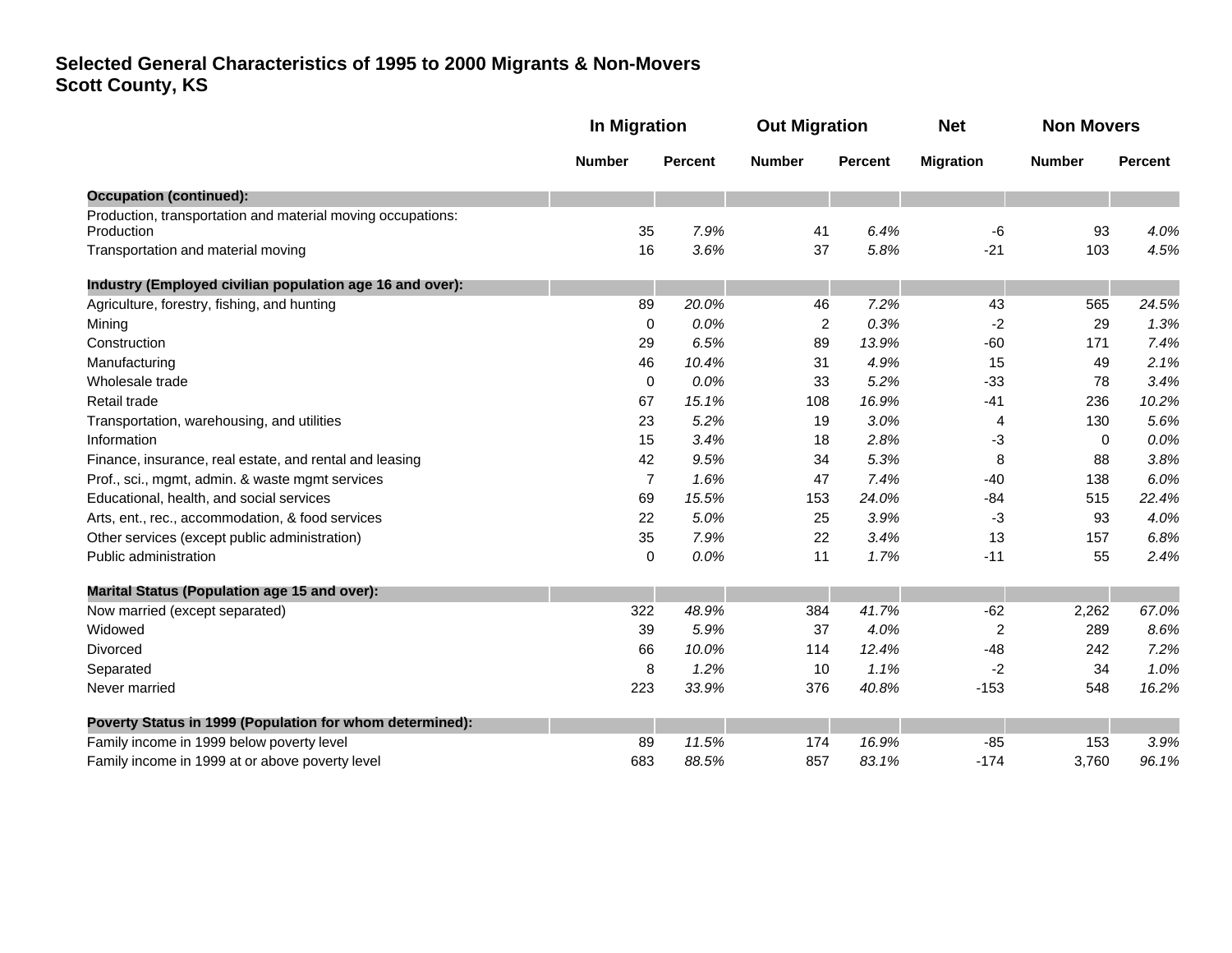**Selected General Characteristics of 1995 to 2000 Migrants & Non-Movers**
**Scott County, KS**

| | In Migration | | Out Migration | | Net | Non Movers | |
|---|---|---|---|---|---|---|---|
| | Number | Percent | Number | Percent | Migration | Number | Percent |
| **Occupation (continued):** | | | | | | | |
| Production, transportation and material moving occupations: | | | | | | | |
| Production | 35 | *7.9%* | 41 | *6.4%* | -6 | 93 | *4.0%* |
| Transportation and material moving | 16 | *3.6%* | 37 | *5.8%* | -21 | 103 | *4.5%* |
| **Industry (Employed civilian population age 16 and over):** | | | | | | | |
| Agriculture, forestry, fishing, and hunting | 89 | *20.0%* | 46 | *7.2%* | 43 | 565 | *24.5%* |
| Mining | 0 | *0.0%* | 2 | *0.3%* | -2 | 29 | *1.3%* |
| Construction | 29 | *6.5%* | 89 | *13.9%* | -60 | 171 | *7.4%* |
| Manufacturing | 46 | *10.4%* | 31 | *4.9%* | 15 | 49 | *2.1%* |
| Wholesale trade | 0 | *0.0%* | 33 | *5.2%* | -33 | 78 | *3.4%* |
| Retail trade | 67 | *15.1%* | 108 | *16.9%* | -41 | 236 | *10.2%* |
| Transportation, warehousing, and utilities | 23 | *5.2%* | 19 | *3.0%* | 4 | 130 | *5.6%* |
| Information | 15 | *3.4%* | 18 | *2.8%* | -3 | 0 | *0.0%* |
| Finance, insurance, real estate, and rental and leasing | 42 | *9.5%* | 34 | *5.3%* | 8 | 88 | *3.8%* |
| Prof., sci., mgmt, admin. & waste mgmt services | 7 | *1.6%* | 47 | *7.4%* | -40 | 138 | *6.0%* |
| Educational, health, and social services | 69 | *15.5%* | 153 | *24.0%* | -84 | 515 | *22.4%* |
| Arts, ent., rec., accommodation, & food services | 22 | *5.0%* | 25 | *3.9%* | -3 | 93 | *4.0%* |
| Other services (except public administration) | 35 | *7.9%* | 22 | *3.4%* | 13 | 157 | *6.8%* |
| Public administration | 0 | *0.0%* | 11 | *1.7%* | -11 | 55 | *2.4%* |
| **Marital Status (Population age 15 and over):** | | | | | | | |
| Now married (except separated) | 322 | *48.9%* | 384 | *41.7%* | -62 | 2,262 | *67.0%* |
| Widowed | 39 | *5.9%* | 37 | *4.0%* | 2 | 289 | *8.6%* |
| Divorced | 66 | *10.0%* | 114 | *12.4%* | -48 | 242 | *7.2%* |
| Separated | 8 | *1.2%* | 10 | *1.1%* | -2 | 34 | *1.0%* |
| Never married | 223 | *33.9%* | 376 | *40.8%* | -153 | 548 | *16.2%* |
| **Poverty Status in 1999 (Population for whom determined):** | | | | | | | |
| Family income in 1999 below poverty level | 89 | *11.5%* | 174 | *16.9%* | -85 | 153 | *3.9%* |
| Family income in 1999 at or above poverty level | 683 | *88.5%* | 857 | *83.1%* | -174 | 3,760 | *96.1%* |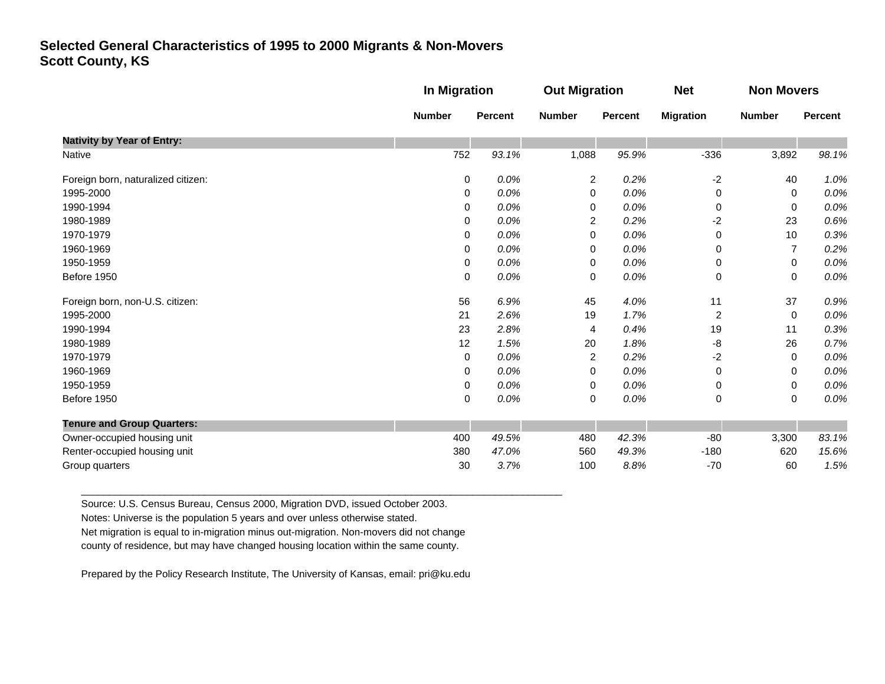# Selected General Characteristics of 1995 to 2000 Migrants & Non-Movers
## Scott County, KS

| | In Migration | | Out Migration | | Net | Non Movers | |
|---|---|---|---|---|---|---|---|
| | Number | Percent | Number | Percent | Migration | Number | Percent |
| **Nativity by Year of Entry:** | | | | | | | |
| Native | 752 | *93.1%* | 1,088 | *95.9%* | -336 | 3,892 | *98.1%* |
| Foreign born, naturalized citizen: | 0 | *0.0%* | 2 | *0.2%* | -2 | 40 | *1.0%* |
| 1995-2000 | 0 | *0.0%* | 0 | *0.0%* | 0 | 0 | *0.0%* |
| 1990-1994 | 0 | *0.0%* | 0 | *0.0%* | 0 | 0 | *0.0%* |
| 1980-1989 | 0 | *0.0%* | 2 | *0.2%* | -2 | 23 | *0.6%* |
| 1970-1979 | 0 | *0.0%* | 0 | *0.0%* | 0 | 10 | *0.3%* |
| 1960-1969 | 0 | *0.0%* | 0 | *0.0%* | 0 | 7 | *0.2%* |
| 1950-1959 | 0 | *0.0%* | 0 | *0.0%* | 0 | 0 | *0.0%* |
| Before 1950 | 0 | *0.0%* | 0 | *0.0%* | 0 | 0 | *0.0%* |
| Foreign born, non-U.S. citizen: | 56 | *6.9%* | 45 | *4.0%* | 11 | 37 | *0.9%* |
| 1995-2000 | 21 | *2.6%* | 19 | *1.7%* | 2 | 0 | *0.0%* |
| 1990-1994 | 23 | *2.8%* | 4 | *0.4%* | 19 | 11 | *0.3%* |
| 1980-1989 | 12 | *1.5%* | 20 | *1.8%* | -8 | 26 | *0.7%* |
| 1970-1979 | 0 | *0.0%* | 2 | *0.2%* | -2 | 0 | *0.0%* |
| 1960-1969 | 0 | *0.0%* | 0 | *0.0%* | 0 | 0 | *0.0%* |
| 1950-1959 | 0 | *0.0%* | 0 | *0.0%* | 0 | 0 | *0.0%* |
| Before 1950 | 0 | *0.0%* | 0 | *0.0%* | 0 | 0 | *0.0%* |
| **Tenure and Group Quarters:** | | | | | | | |
| Owner-occupied housing unit | 400 | *49.5%* | 480 | *42.3%* | -80 | 3,300 | *83.1%* |
| Renter-occupied housing unit | 380 | *47.0%* | 560 | *49.3%* | -180 | 620 | *15.6%* |
| Group quarters | 30 | *3.7%* | 100 | *8.8%* | -70 | 60 | *1.5%* |

Source: U.S. Census Bureau, Census 2000, Migration DVD, issued October 2003.
Notes: Universe is the population 5 years and over unless otherwise stated.
Net migration is equal to in-migration minus out-migration. Non-movers did not change county of residence, but may have changed housing location within the same county.

Prepared by the Policy Research Institute, The University of Kansas, email: pri@ku.edu